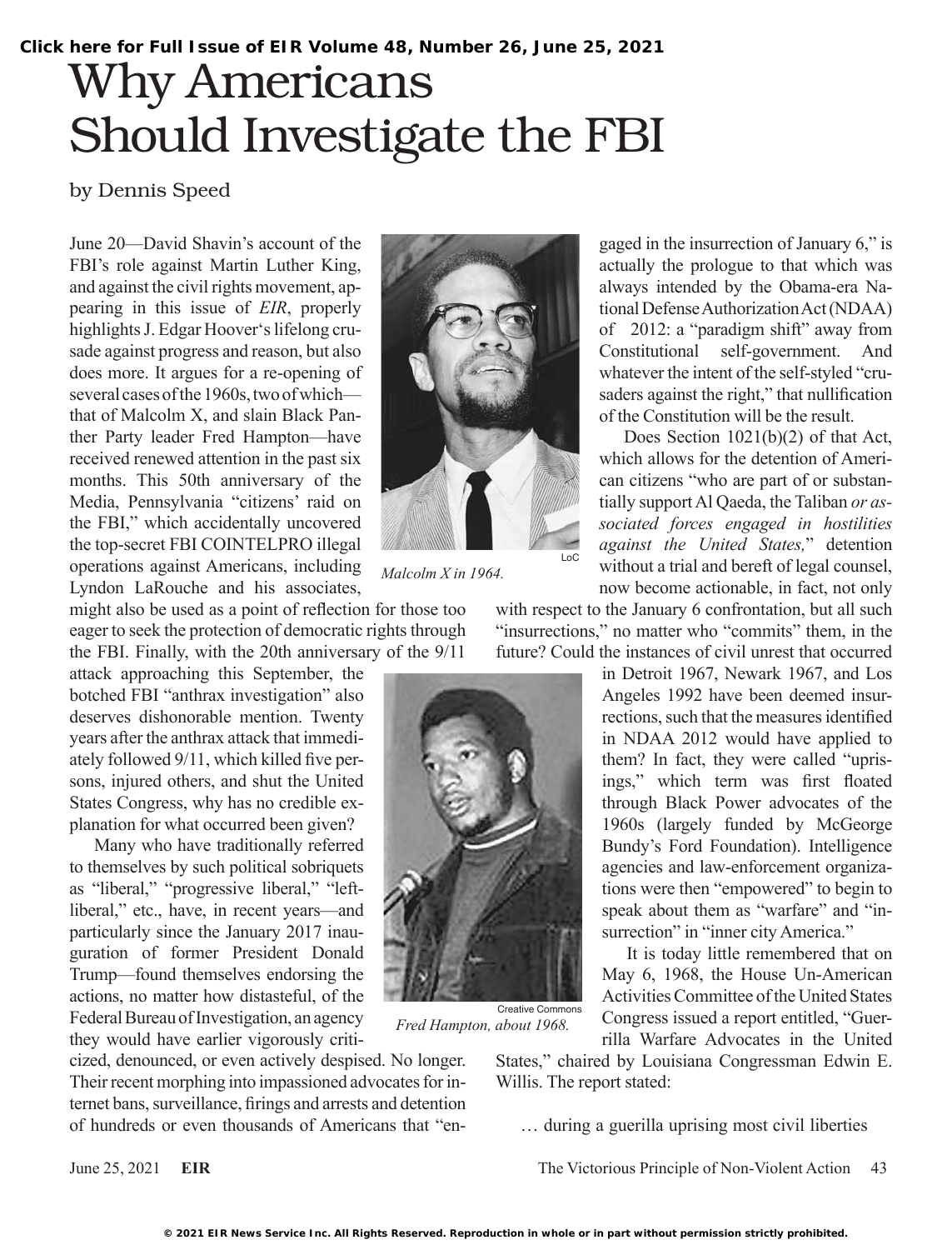Click here for Full Issue of EIR Volume 48, Number 26, June 25, 2021

# Why Americans Should Investigate the FBI

by Dennis Speed

June 20—David Shavin's account of the FBI's role against Martin Luther King, and against the civil rights movement, appearing in this issue of *EIR*, properly highlights J. Edgar Hoover's lifelong crusade against progress and reason, but also does more. It argues for a re-opening of several cases of the 1960s, two of which—that of Malcolm X, and slain Black Panther Party leader Fred Hampton—have received renewed attention in the past six months. This 50th anniversary of the Media, Pennsylvania "citizens' raid on the FBI," which accidentally uncovered the top-secret FBI COINTELPRO illegal operations against Americans, including Lyndon LaRouche and his associates, might also be used as a point of reflection for those too eager to seek the protection of democratic rights through the FBI. Finally, with the 20th anniversary of the 9/11 attack approaching this September, the botched FBI "anthrax investigation" also deserves dishonorable mention. Twenty years after the anthrax attack that immediately followed 9/11, which killed five persons, injured others, and shut the United States Congress, why has no credible explanation for what occurred been given?

LoC

Malcolm X in 1964.

Many who have traditionally referred to themselves by such political sobriquets as "liberal," "progressive liberal," "left-liberal," etc., have, in recent years—and particularly since the January 2017 inauguration of former President Donald Trump—found themselves endorsing the actions, no matter how distasteful, of the Federal Bureau of Investigation, an agency they would have earlier vigorously criticized, denounced, or even actively despised. No longer. Their recent morphing into impassioned advocates for internet bans, surveillance, firings and arrests and detention of hundreds or even thousands of Americans that "engaged in the insurrection of January 6," is actually the prologue to that which was always intended by the Obama-era National Defense Authorization Act (NDAA) of 2012: a "paradigm shift" away from Constitutional self-government. And whatever the intent of the self-styled "crusaders against the right," that nullification of the Constitution will be the result.

Creative Commons

Fred Hampton, about 1968.

Does Section 1021(b)(2) of that Act, which allows for the detention of American citizens "who are part of or substantially support Al Qaeda, the Taliban *or associated forces engaged in hostilities against the United States,*" detention without a trial and bereft of legal counsel, now become actionable, in fact, not only with respect to the January 6 confrontation, but all such "insurrections," no matter who "commits" them, in the future? Could the instances of civil unrest that occurred in Detroit 1967, Newark 1967, and Los Angeles 1992 have been deemed insurrections, such that the measures identified in NDAA 2012 would have applied to them? In fact, they were called "uprisings," which term was first floated through Black Power advocates of the 1960s (largely funded by McGeorge Bundy's Ford Foundation). Intelligence agencies and law-enforcement organizations were then "empowered" to begin to speak about them as "warfare" and "insurrection" in "inner city America."

It is today little remembered that on May 6, 1968, the House Un-American Activities Committee of the United States Congress issued a report entitled, "Guerrilla Warfare Advocates in the United States," chaired by Louisiana Congressman Edwin E. Willis. The report stated:

> … during a guerilla uprising most civil liberties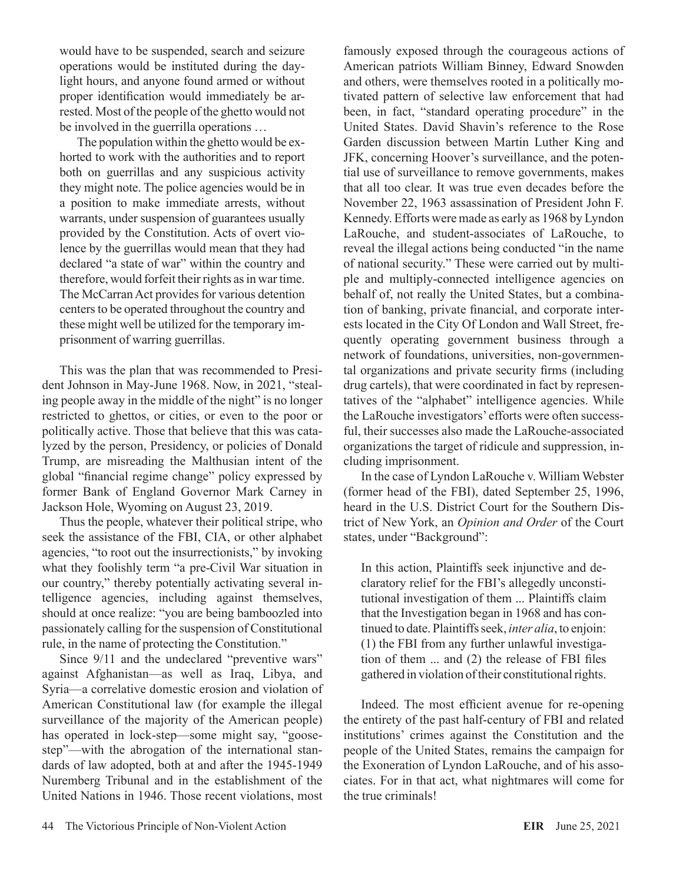would have to be suspended, search and seizure operations would be instituted during the daylight hours, and anyone found armed or without proper identification would immediately be arrested. Most of the people of the ghetto would not be involved in the guerrilla operations …

> The population within the ghetto would be exhorted to work with the authorities and to report both on guerrillas and any suspicious activity they might note. The police agencies would be in a position to make immediate arrests, without warrants, under suspension of guarantees usually provided by the Constitution. Acts of overt violence by the guerrillas would mean that they had declared "a state of war" within the country and therefore, would forfeit their rights as in war time. The McCarran Act provides for various detention centers to be operated throughout the country and these might well be utilized for the temporary imprisonment of warring guerrillas.

This was the plan that was recommended to President Johnson in May-June 1968. Now, in 2021, "stealing people away in the middle of the night" is no longer restricted to ghettos, or cities, or even to the poor or politically active. Those that believe that this was catalyzed by the person, Presidency, or policies of Donald Trump, are misreading the Malthusian intent of the global "financial regime change" policy expressed by former Bank of England Governor Mark Carney in Jackson Hole, Wyoming on August 23, 2019.

Thus the people, whatever their political stripe, who seek the assistance of the FBI, CIA, or other alphabet agencies, "to root out the insurrectionists," by invoking what they foolishly term "a pre-Civil War situation in our country," thereby potentially activating several intelligence agencies, including against themselves, should at once realize: "you are being bamboozled into passionately calling for the suspension of Constitutional rule, in the name of protecting the Constitution."

Since 9/11 and the undeclared "preventive wars" against Afghanistan—as well as Iraq, Libya, and Syria—a correlative domestic erosion and violation of American Constitutional law (for example the illegal surveillance of the majority of the American people) has operated in lock-step—some might say, "goose-step"—with the abrogation of the international standards of law adopted, both at and after the 1945-1949 Nuremberg Tribunal and in the establishment of the United Nations in 1946. Those recent violations, most famously exposed through the courageous actions of American patriots William Binney, Edward Snowden and others, were themselves rooted in a politically motivated pattern of selective law enforcement that had been, in fact, "standard operating procedure" in the United States. David Shavin's reference to the Rose Garden discussion between Martin Luther King and JFK, concerning Hoover's surveillance, and the potential use of surveillance to remove governments, makes that all too clear. It was true even decades before the November 22, 1963 assassination of President John F. Kennedy. Efforts were made as early as 1968 by Lyndon LaRouche, and student-associates of LaRouche, to reveal the illegal actions being conducted "in the name of national security." These were carried out by multiple and multiply-connected intelligence agencies on behalf of, not really the United States, but a combination of banking, private financial, and corporate interests located in the City Of London and Wall Street, frequently operating government business through a network of foundations, universities, non-governmental organizations and private security firms (including drug cartels), that were coordinated in fact by representatives of the "alphabet" intelligence agencies. While the LaRouche investigators' efforts were often successful, their successes also made the LaRouche-associated organizations the target of ridicule and suppression, including imprisonment.

In the case of Lyndon LaRouche v. William Webster (former head of the FBI), dated September 25, 1996, heard in the U.S. District Court for the Southern District of New York, an *Opinion and Order* of the Court states, under "Background":

> In this action, Plaintiffs seek injunctive and declaratory relief for the FBI's allegedly unconstitutional investigation of them ... Plaintiffs claim that the Investigation began in 1968 and has continued to date. Plaintiffs seek, *inter alia*, to enjoin: (1) the FBI from any further unlawful investigation of them ... and (2) the release of FBI files gathered in violation of their constitutional rights.

Indeed. The most efficient avenue for re-opening the entirety of the past half-century of FBI and related institutions' crimes against the Constitution and the people of the United States, remains the campaign for the Exoneration of Lyndon LaRouche, and of his associates. For in that act, what nightmares will come for the true criminals!